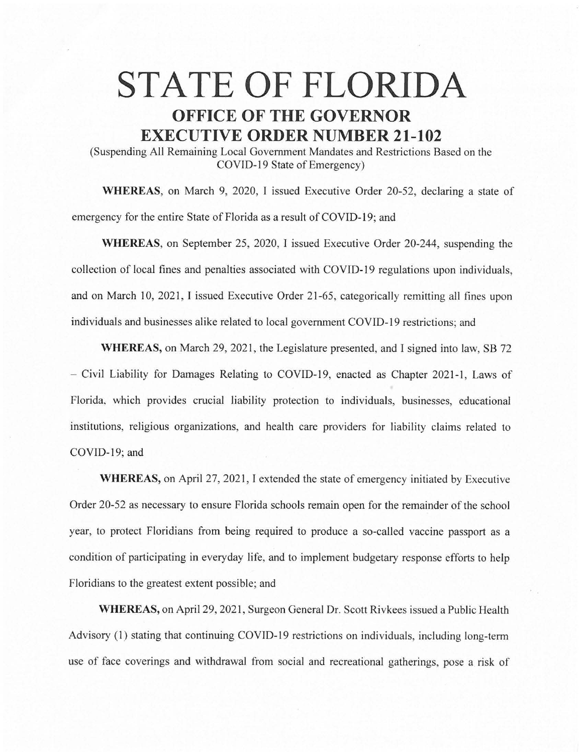# STATE OF FLORIDA

## OFFICE OF THE GOVERNOR

## EXECUTIVE ORDER NUMBER 21-102

(Suspending All Remaining Local Government Mandates and Restrictions Based on the COVID-19 State of Emergency)

**WHEREAS**, on March 9, 2020, I issued Executive Order 20-52, declaring a state of emergency for the entire State of Florida as a result of COVID-19; and

**WHEREAS**, on September 25, 2020, I issued Executive Order 20-244, suspending the collection of local fines and penalties associated with COVID-19 regulations upon individuals, and on March 10, 2021, I issued Executive Order 21-65, categorically remitting all fines upon individuals and businesses alike related to local government COVID-19 restrictions; and

**WHEREAS,** on March 29, 2021, the Legislature presented, and I signed into law, SB 72 – Civil Liability for Damages Relating to COVID-19, enacted as Chapter 2021-1, Laws of Florida, which provides crucial liability protection to individuals, businesses, educational institutions, religious organizations, and health care providers for liability claims related to COVID-19; and

**WHEREAS,** on April 27, 2021, I extended the state of emergency initiated by Executive Order 20-52 as necessary to ensure Florida schools remain open for the remainder of the school year, to protect Floridians from being required to produce a so-called vaccine passport as a condition of participating in everyday life, and to implement budgetary response efforts to help Floridians to the greatest extent possible; and

**WHEREAS,** on April 29, 2021, Surgeon General Dr. Scott Rivkees issued a Public Health Advisory (1) stating that continuing COVID-19 restrictions on individuals, including long-term use of face coverings and withdrawal from social and recreational gatherings, pose a risk of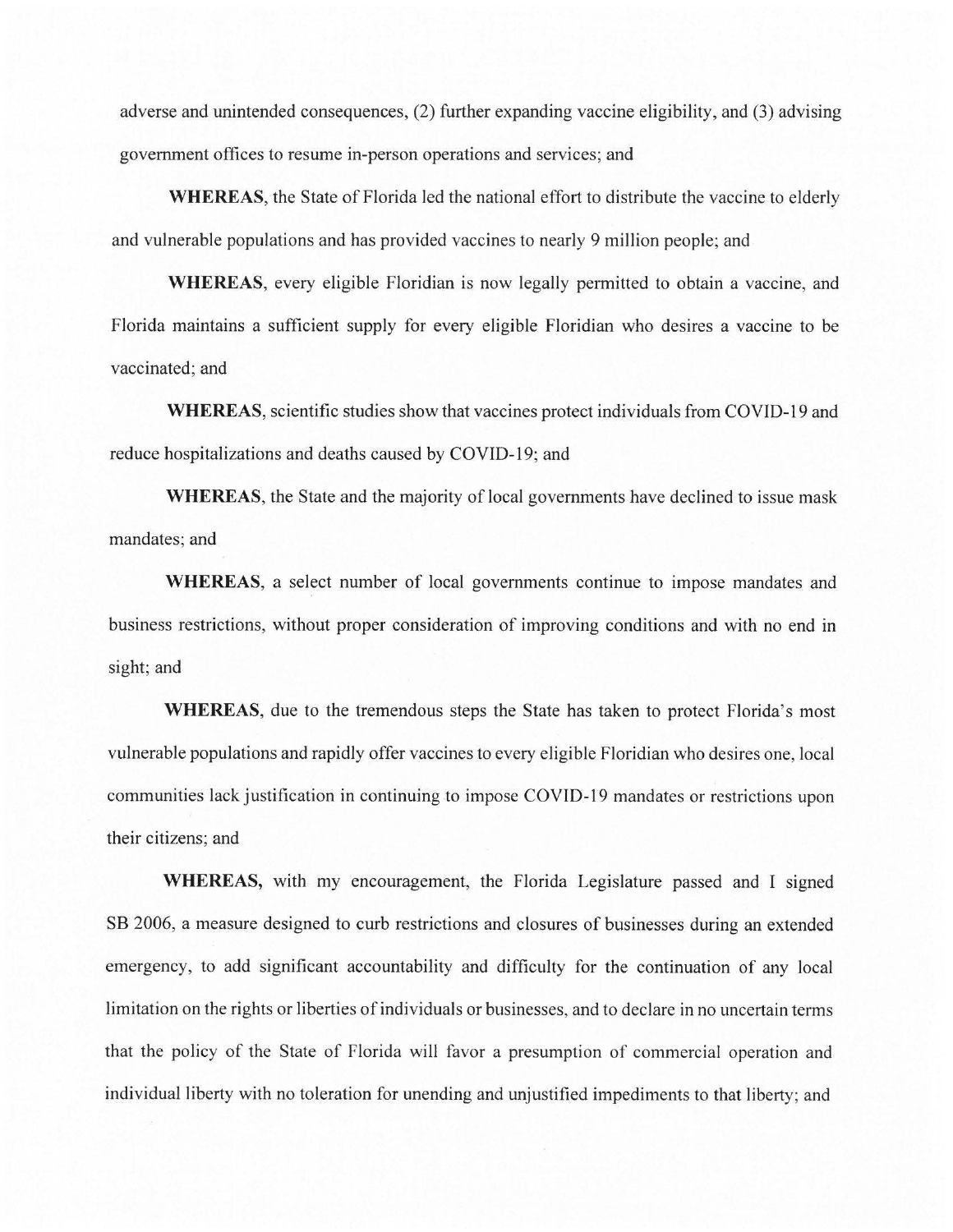adverse and unintended consequences, (2) further expanding vaccine eligibility, and (3) advising government offices to resume in-person operations and services; and

**WHEREAS**, the State of Florida led the national effort to distribute the vaccine to elderly and vulnerable populations and has provided vaccines to nearly 9 million people; and

**WHEREAS**, every eligible Floridian is now legally permitted to obtain a vaccine, and Florida maintains a sufficient supply for every eligible Floridian who desires a vaccine to be vaccinated; and

**WHEREAS**, scientific studies show that vaccines protect individuals from COVID-19 and reduce hospitalizations and deaths caused by COVID-19; and

**WHEREAS**, the State and the majority of local governments have declined to issue mask mandates; and

**WHEREAS**, a select number of local governments continue to impose mandates and business restrictions, without proper consideration of improving conditions and with no end in sight; and

**WHEREAS**, due to the tremendous steps the State has taken to protect Florida's most vulnerable populations and rapidly offer vaccines to every eligible Floridian who desires one, local communities lack justification in continuing to impose COVID-19 mandates or restrictions upon their citizens; and

**WHEREAS,** with my encouragement, the Florida Legislature passed and I signed SB 2006, a measure designed to curb restrictions and closures of businesses during an extended emergency, to add significant accountability and difficulty for the continuation of any local limitation on the rights or liberties of individuals or businesses, and to declare in no uncertain terms that the policy of the State of Florida will favor a presumption of commercial operation and individual liberty with no toleration for unending and unjustified impediments to that liberty; and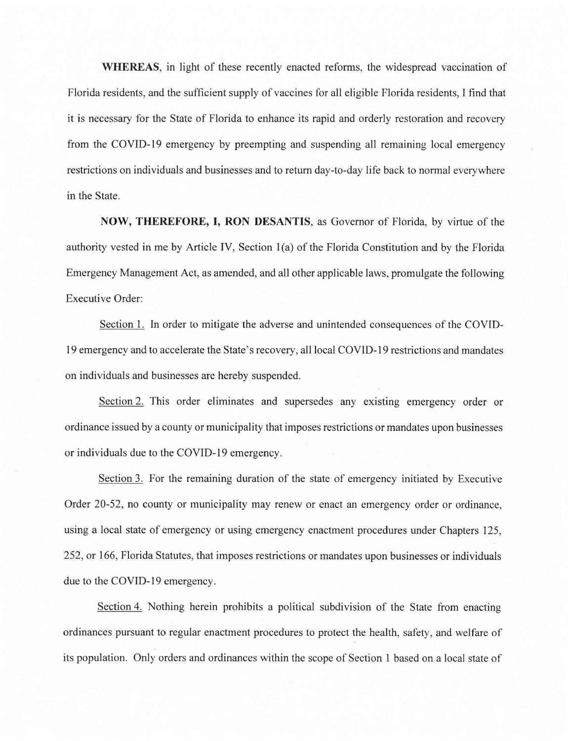**WHEREAS**, in light of these recently enacted reforms, the widespread vaccination of Florida residents, and the sufficient supply of vaccines for all eligible Florida residents, I find that it is necessary for the State of Florida to enhance its rapid and orderly restoration and recovery from the COVID-19 emergency by preempting and suspending all remaining local emergency restrictions on individuals and businesses and to return day-to-day life back to normal everywhere in the State.

**NOW, THEREFORE, I, RON DESANTIS**, as Governor of Florida, by virtue of the authority vested in me by Article IV, Section 1(a) of the Florida Constitution and by the Florida Emergency Management Act, as amended, and all other applicable laws, promulgate the following Executive Order:

Section 1. In order to mitigate the adverse and unintended consequences of the COVID-19 emergency and to accelerate the State's recovery, all local COVID-19 restrictions and mandates on individuals and businesses are hereby suspended.

Section 2. This order eliminates and supersedes any existing emergency order or ordinance issued by a county or municipality that imposes restrictions or mandates upon businesses or individuals due to the COVID-19 emergency.

Section 3. For the remaining duration of the state of emergency initiated by Executive Order 20-52, no county or municipality may renew or enact an emergency order or ordinance, using a local state of emergency or using emergency enactment procedures under Chapters 125, 252, or 166, Florida Statutes, that imposes restrictions or mandates upon businesses or individuals due to the COVID-19 emergency.

Section 4. Nothing herein prohibits a political subdivision of the State from enacting ordinances pursuant to regular enactment procedures to protect the health, safety, and welfare of its population. Only orders and ordinances within the scope of Section 1 based on a local state of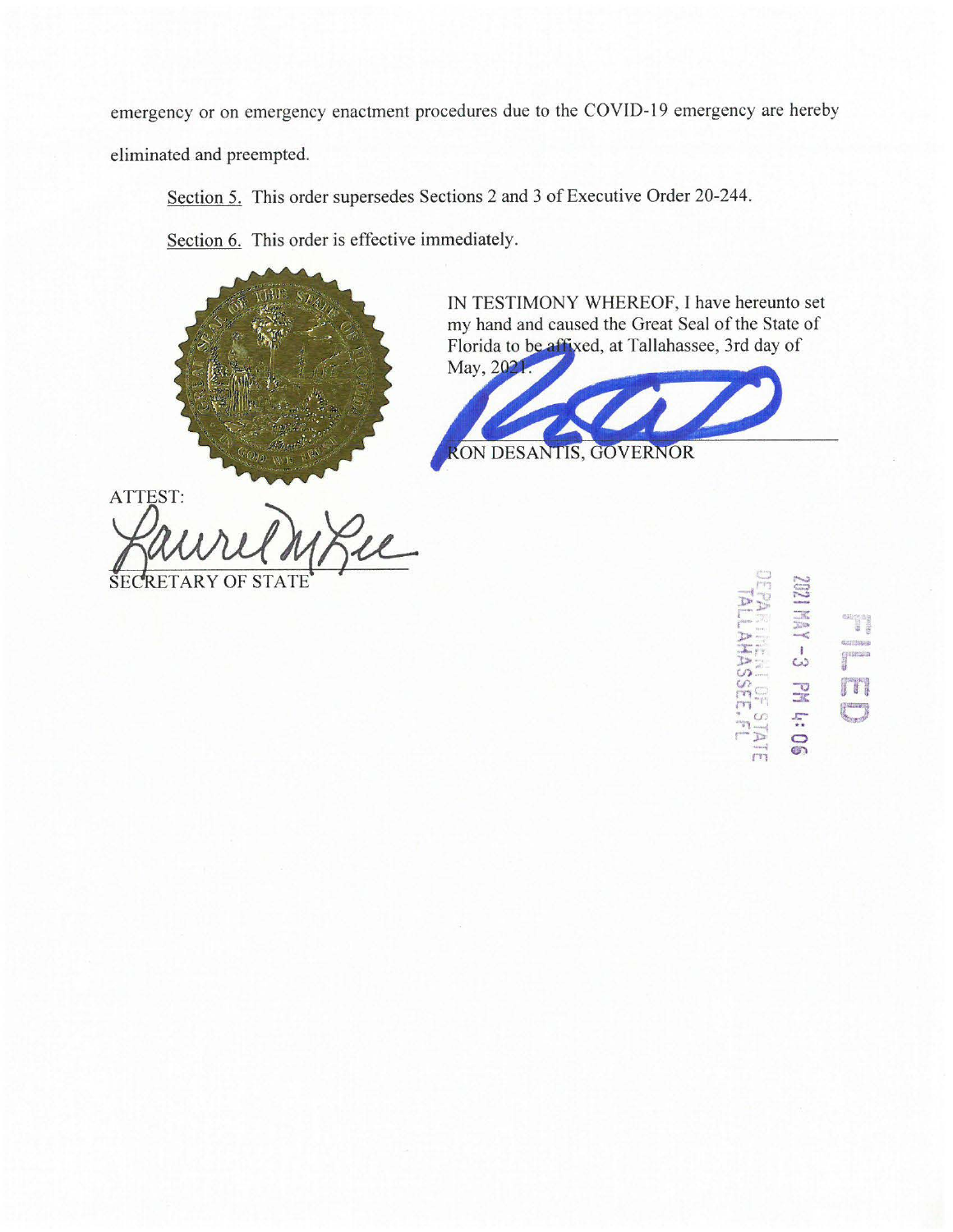emergency or on emergency enactment procedures due to the COVID-19 emergency are hereby eliminated and preempted.

Section 5. This order supersedes Sections 2 and 3 of Executive Order 20-244.

Section 6. This order is effective immediately.

IN TESTIMONY WHEREOF, I have hereunto set my hand and caused the Great Seal of the State of Florida to be affixed, at Tallahassee, 3rd day of May, 2021.

RON DESANTIS, GOVERNOR

ATTEST:

SECRETARY OF STATE

FILED

2021 MAY -3 PM 4:06

DEPARTMENT OF STATE
TALLAHASSEE, FL